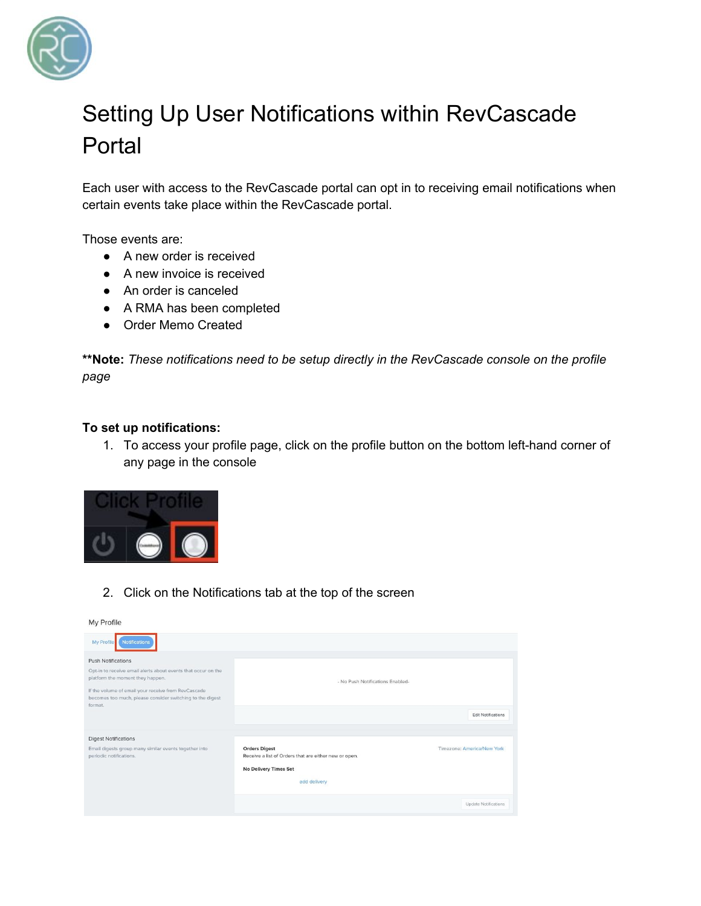# Setting Up User Notifications within RevCascade Portal

Each user with access to the RevCascade portal can opt in to receiving email notifications when certain events take place within the RevCascade portal.

Those events are:

- A new order is received
- A new invoice is received
- An order is canceled
- A RMA has been completed
- Order Memo Created

**Note:** *These notifications need to be setup directly in the RevCascade console on the profile page*

**To set up notifications:**

1. To access your profile page, click on the profile button on the bottom left-hand corner of any page in the console

2. Click on the Notifications tab at the top of the screen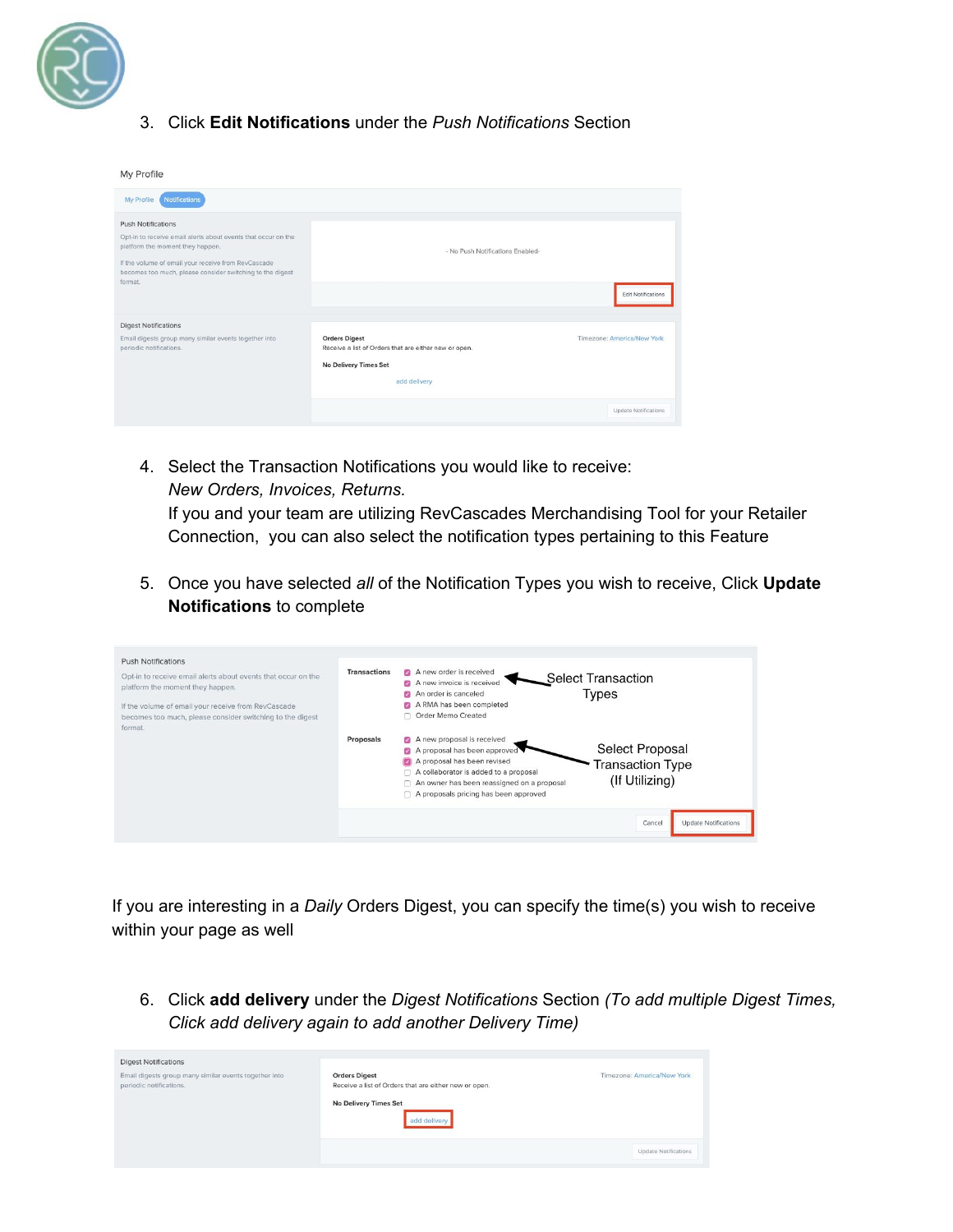3. Click **Edit Notifications** under the *Push Notifications* Section

4. Select the Transaction Notifications you would like to receive:
   *New Orders, Invoices, Returns.*
   If you and your team are utilizing RevCascades Merchandising Tool for your Retailer Connection, you can also select the notification types pertaining to this Feature

5. Once you have selected *all* of the Notification Types you wish to receive, Click **Update Notifications** to complete

If you are interesting in a *Daily* Orders Digest, you can specify the time(s) you wish to receive within your page as well

6. Click **add delivery** under the *Digest Notifications* Section *(To add multiple Digest Times, Click add delivery again to add another Delivery Time)*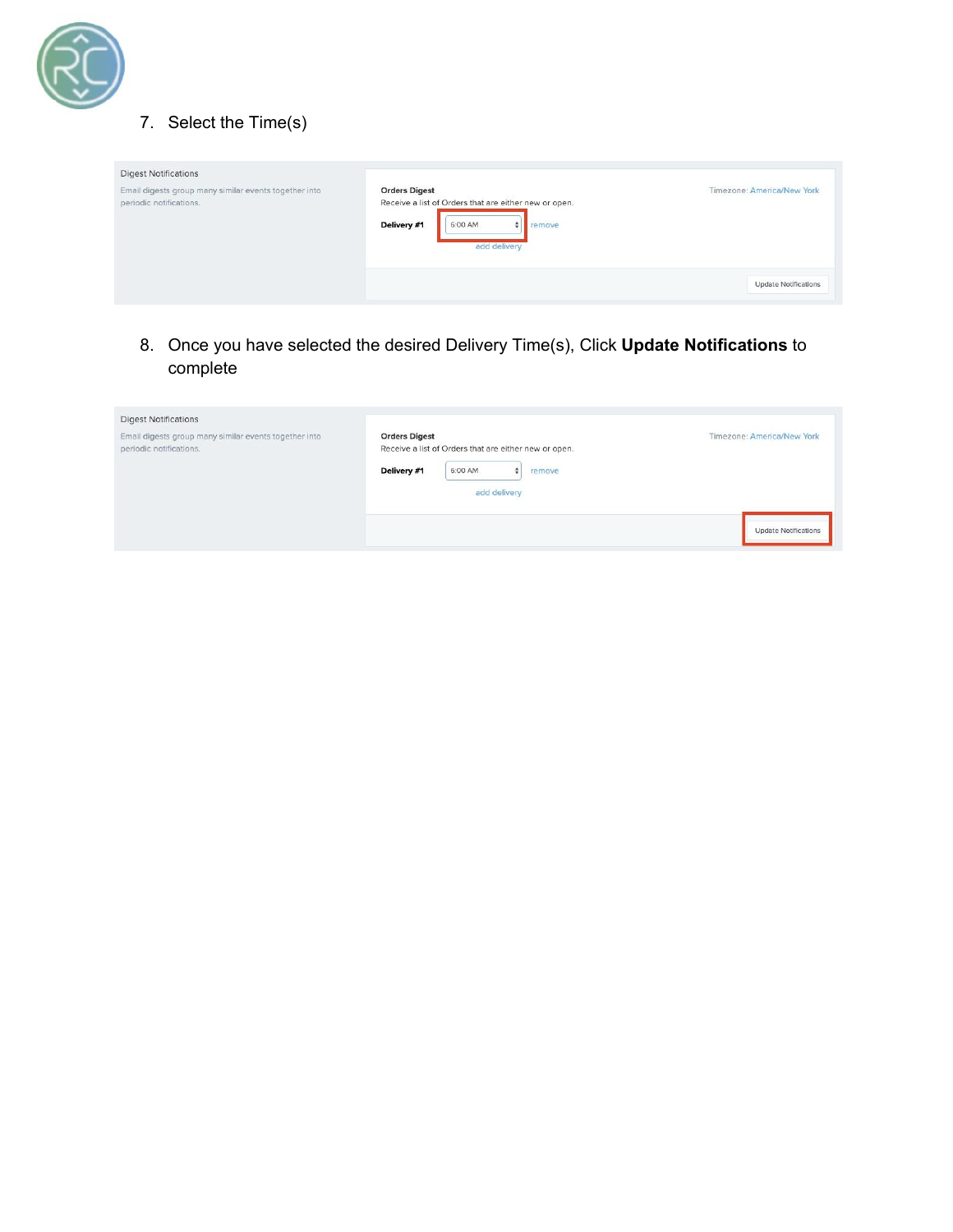7. Select the Time(s)

Digest Notifications

Email digests group many similar events together into periodic notifications.

Orders Digest

Receive a list of Orders that are either new or open.

Timezone: America/New York

Delivery #1 6:00 AM remove

add delivery

Update Notifications

8. Once you have selected the desired Delivery Time(s), Click **Update Notifications** to complete

Digest Notifications

Email digests group many similar events together into periodic notifications.

Orders Digest

Receive a list of Orders that are either new or open.

Timezone: America/New York

Delivery #1 6:00 AM remove

add delivery

Update Notifications